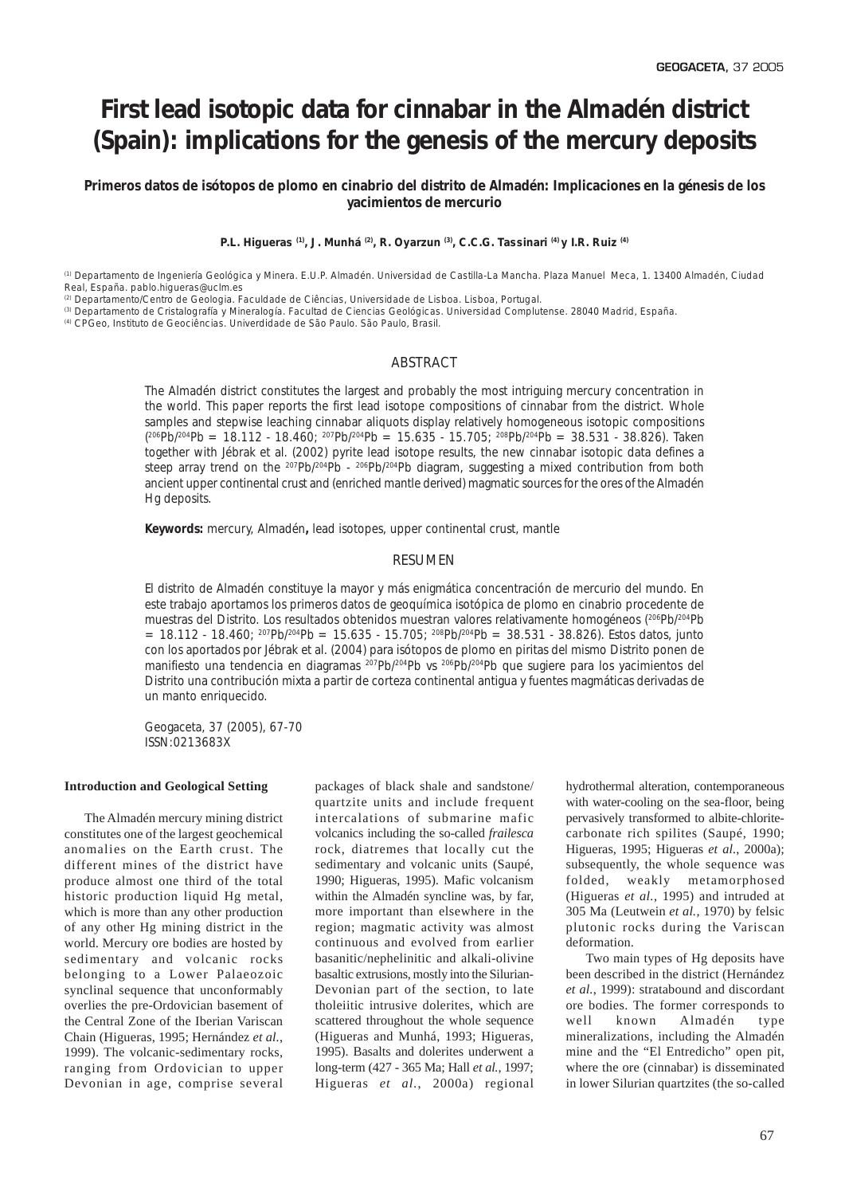# First lead isotopic data for cinnabar in the Almadén district (Spain): implications for the genesis of the mercury deposits

### Primeros datos de isótopos de plomo en cinabrio del distrito de Almadén: Implicaciones en la génesis de los yacimientos de mercurio

**P.L. Higueras [1], J. Munhá [2], R. Oyarzun [3], C.C.G. Tassinari [4] y I.R. Ruiz [4]**

[1] Departamento de Ingeniería Geológica y Minera. E.U.P. Almadén. Universidad de Castilla-La Mancha. Plaza Manuel Meca, 1. 13400 Almadén, Ciudad Real, España. pablo.higueras@uclm.es
[2] Departamento/Centro de Geologia. Faculdade de Ciências, Universidade de Lisboa. Lisboa, Portugal.
[3] Departamento de Cristalografía y Mineralogía. Facultad de Ciencias Geológicas. Universidad Complutense. 28040 Madrid, España.
[4] CPGeo, Instituto de Geociências. Univerdidade de São Paulo. São Paulo, Brasil.

## ABSTRACT

The Almadén district constitutes the largest and probably the most intriguing mercury concentration in the world. This paper reports the first lead isotope compositions of cinnabar from the district. Whole samples and stepwise leaching cinnabar aliquots display relatively homogeneous isotopic compositions ($^{206}Pb/^{204}Pb$ = 18.112 - 18.460; $^{207}Pb/^{204}Pb$ = 15.635 - 15.705; $^{208}Pb/^{204}Pb$ = 38.531 - 38.826). Taken together with Jébrak et al. (2002) pyrite lead isotope results, the new cinnabar isotopic data defines a steep array trend on the $^{207}Pb/^{204}Pb$ - $^{206}Pb/^{204}Pb$ diagram, suggesting a mixed contribution from both ancient upper continental crust and (enriched mantle derived) magmatic sources for the ores of the Almadén Hg deposits.

**Keywords:** mercury, Almadén**,** lead isotopes, upper continental crust, mantle

## RESUMEN

El distrito de Almadén constituye la mayor y más enigmática concentración de mercurio del mundo. En este trabajo aportamos los primeros datos de geoquímica isotópica de plomo en cinabrio procedente de muestras del Distrito. Los resultados obtenidos muestran valores relativamente homogéneos ($^{206}Pb/^{204}Pb$ = 18.112 - 18.460; $^{207}Pb/^{204}Pb$ = 15.635 - 15.705; $^{208}Pb/^{204}Pb$ = 38.531 - 38.826). Estos datos, junto con los aportados por Jébrak et al. (2004) para isótopos de plomo en piritas del mismo Distrito ponen de manifiesto una tendencia en diagramas $^{207}Pb/^{204}Pb$ vs $^{206}Pb/^{204}Pb$ que sugiere para los yacimientos del Distrito una contribución mixta a partir de corteza continental antigua y fuentes magmáticas derivadas de un manto enriquecido.

Geogaceta, 37 (2005), 67-70
ISSN:0213683X

## Introduction and Geological Setting

The Almadén mercury mining district constitutes one of the largest geochemical anomalies on the Earth crust. The different mines of the district have produce almost one third of the total historic production liquid Hg metal, which is more than any other production of any other Hg mining district in the world. Mercury ore bodies are hosted by sedimentary and volcanic rocks belonging to a Lower Palaeozoic synclinal sequence that unconformably overlies the pre-Ordovician basement of the Central Zone of the Iberian Variscan Chain (Higueras, 1995; Hernández *et al.*, 1999). The volcanic-sedimentary rocks, ranging from Ordovician to upper Devonian in age, comprise several packages of black shale and sandstone/quartzite units and include frequent intercalations of submarine mafic volcanics including the so-called *frailesca* rock, diatremes that locally cut the sedimentary and volcanic units (Saupé, 1990; Higueras, 1995). Mafic volcanism within the Almadén syncline was, by far, more important than elsewhere in the region; magmatic activity was almost continuous and evolved from earlier basanitic/nephelinitic and alkali-olivine basaltic extrusions, mostly into the Silurian-Devonian part of the section, to late tholeiitic intrusive dolerites, which are scattered throughout the whole sequence (Higueras and Munhá, 1993; Higueras, 1995). Basalts and dolerites underwent a long-term (427 - 365 Ma; Hall *et al.*, 1997; Higueras *et al.*, 2000a) regional hydrothermal alteration, contemporaneous with water-cooling on the sea-floor, being pervasively transformed to albite-chlorite-carbonate rich spilites (Saupé, 1990; Higueras, 1995; Higueras *et al.*, 2000a); subsequently, the whole sequence was folded, weakly metamorphosed (Higueras *et al.*, 1995) and intruded at 305 Ma (Leutwein *et al.*, 1970) by felsic plutonic rocks during the Variscan deformation.

Two main types of Hg deposits have been described in the district (Hernández *et al.*, 1999): stratabound and discordant ore bodies. The former corresponds to well known Almadén type mineralizations, including the Almadén mine and the "El Entredicho" open pit, where the ore (cinnabar) is disseminated in lower Silurian quartzites (the so-called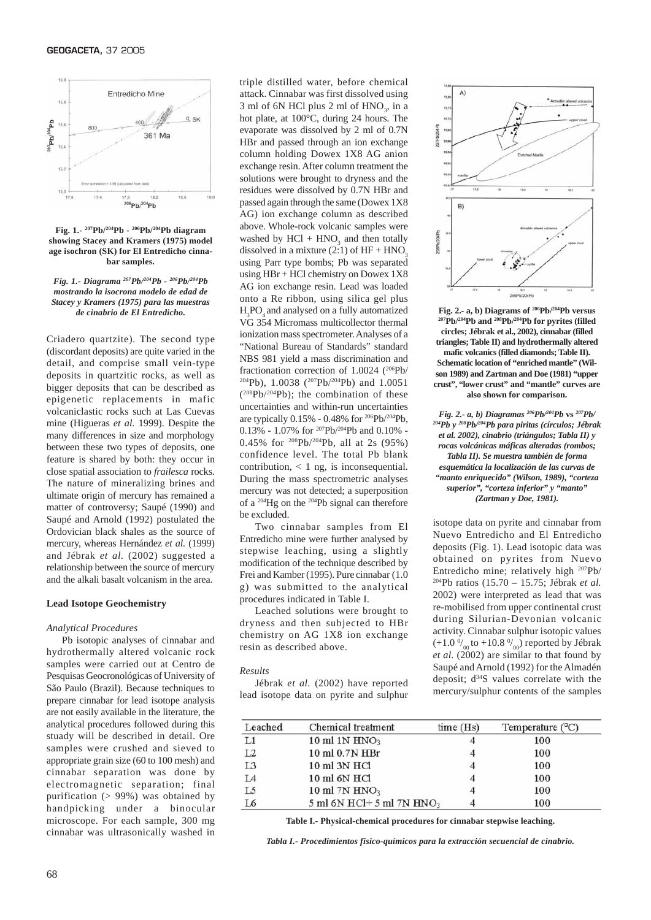**Fig. 1.- $^{207}Pb/^{204}Pb$ - $^{206}Pb/^{204}Pb$ diagram showing Stacey and Kramers (1975) model age isochron (SK) for El Entredicho cinnabar samples.**

***Fig. 1.- Diagrama $^{207}Pb/^{204}Pb$ - $^{206}Pb/^{204}Pb$ mostrando la isocrona modelo de edad de Stacey y Kramers (1975) para las muestras de cinabrio de El Entredicho.***

Criadero quartzite). The second type (discordant deposits) are quite varied in the detail, and comprise small vein-type deposits in quartzitic rocks, as well as bigger deposits that can be described as epigenetic replacements in mafic volcaniclastic rocks such at Las Cuevas mine (Higueras *et al.* 1999). Despite the many differences in size and morphology between these two types of deposits, one feature is shared by both: they occur in close spatial association to *frailesca* rocks. The nature of mineralizing brines and ultimate origin of mercury has remained a matter of controversy; Saupé (1990) and Saupé and Arnold (1992) postulated the Ordovician black shales as the source of mercury, whereas Hernández *et al.* (1999) and Jébrak *et al.* (2002) suggested a relationship between the source of mercury and the alkali basalt volcanism in the area.

## Lead Isotope Geochemistry

### *Analytical Procedures*

Pb isotopic analyses of cinnabar and hydrothermally altered volcanic rock samples were carried out at Centro de Pesquisas Geocronológicas of University of São Paulo (Brazil). Because techniques to prepare cinnabar for lead isotope analysis are not easily available in the literature, the analytical procedures followed during this stuady will be described in detail. Ore samples were crushed and sieved to appropriate grain size (60 to 100 mesh) and cinnabar separation was done by electromagnetic separation; final purification (> 99%) was obtained by handpicking under a binocular microscope. For each sample, 300 mg cinnabar was ultrasonically washed in triple distilled water, before chemical attack. Cinnabar was first dissolved using 3 ml of 6N HCl plus 2 ml of $HNO_3$, in a hot plate, at 100°C, during 24 hours. The evaporate was dissolved by 2 ml of 0.7N HBr and passed through an ion exchange column holding Dowex 1X8 AG anion exchange resin. After column treatment the solutions were brought to dryness and the residues were dissolved by 0.7N HBr and passed again through the same (Dowex 1X8 AG) ion exchange column as described above. Whole-rock volcanic samples were washed by HCl + $HNO_3$ and then totally dissolved in a mixture (2:1) of HF + $HNO_3$ using Parr type bombs; Pb was separated using HBr + HCl chemistry on Dowex 1X8 AG ion exchange resin. Lead was loaded onto a Re ribbon, using silica gel plus $H_3PO_4$ and analysed on a fully automatized VG 354 Micromass multicollector thermal ionization mass spectrometer. Analyses of a "National Bureau of Standards" standard NBS 981 yield a mass discrimination and fractionation correction of 1.0024 ($^{206}Pb/^{204}Pb$), 1.0038 ($^{207}Pb/^{204}Pb$) and 1.0051 ($^{208}Pb/^{204}Pb$); the combination of these uncertainties and within-run uncertainties are typically 0.15% - 0.48% for $^{206}Pb/^{204}Pb$, 0.13% - 1.07% for $^{207}Pb/^{204}Pb$ and 0.10% - 0.45% for $^{208}Pb/^{204}Pb$, all at 2s (95%) confidence level. The total Pb blank contribution, < 1 ng, is inconsequential. During the mass spectrometric analyses mercury was not detected; a superposition of a $^{204}Hg$ on the $^{204}Pb$ signal can therefore be excluded.

Two cinnabar samples from El Entredicho mine were further analysed by stepwise leaching, using a slightly modification of the technique described by Frei and Kamber (1995). Pure cinnabar (1.0 g) was submitted to the analytical procedures indicated in Table I.

Leached solutions were brought to dryness and then subjected to HBr chemistry on AG 1X8 ion exchange resin as described above.

### *Results*

Jébrak *et al.* (2002) have reported lead isotope data on pyrite and sulphur isotope data on pyrite and cinnabar from Nuevo Entredicho and El Entredicho deposits (Fig. 1). Lead isotopic data was obtained on pyrites from Nuevo Entredicho mine; relatively high $^{207}Pb/^{204}Pb$ ratios (15.70 – 15.75; Jébrak *et al.* 2002) were interpreted as lead that was re-mobilised from upper continental crust during Silurian-Devonian volcanic activity. Cinnabar sulphur isotopic values (+1.0 ‰ to +10.8 ‰) reported by Jébrak *et al.* (2002) are similar to that found by Saupé and Arnold (1992) for the Almadén deposit; $d^{34}S$ values correlate with the mercury/sulphur contents of the samples

**Fig. 2.- a, b) Diagrams of $^{206}Pb/^{204}Pb$ versus $^{207}Pb/^{204}Pb$ and $^{208}Pb/^{204}Pb$ for pyrites (filled circles; Jébrak et al., 2002), cinnabar (filled triangles; Table II) and hydrothermally altered mafic volcanics (filled diamonds; Table II). Schematic location of "enriched mantle" (Wilson 1989) and Zartman and Doe (1981) "upper crust", "lower crust" and "mantle" curves are also shown for comparison.**

***Fig. 2.- a, b) Diagramas $^{206}Pb/^{204}Pb$ vs $^{207}Pb/^{204}Pb$ y $^{208}Pb/^{204}Pb$ para piritas (círculos; Jébrak et al. 2002), cinabrio (triángulos; Tabla II) y rocas volcánicas máficas alteradas (rombos; Tabla II). Se muestra también de forma esquemática la localización de las curvas de "manto enriquecido" (Wilson, 1989), "corteza superior", "corteza inferior" y "manto" (Zartman y Doe, 1981).***

| Leached | Chemical treatment | time (Hs) | Temperature (°C) |
|---|---|---|---|
| L1 | 10 ml 1N $HNO_3$ | 4 | 100 |
| L2 | 10 ml 0.7N HBr | 4 | 100 |
| L3 | 10 ml 3N HCl | 4 | 100 |
| L4 | 10 ml 6N HCl | 4 | 100 |
| L5 | 10 ml 7N $HNO_3$ | 4 | 100 |
| L6 | 5 ml 6N HCl+ 5 ml 7N $HNO_3$ | 4 | 100 |

**Table I.- Physical-chemical procedures for cinnabar stepwise leaching.**

***Tabla I.- Procedimientos fisico-químicos para la extracción secuencial de cinabrio.***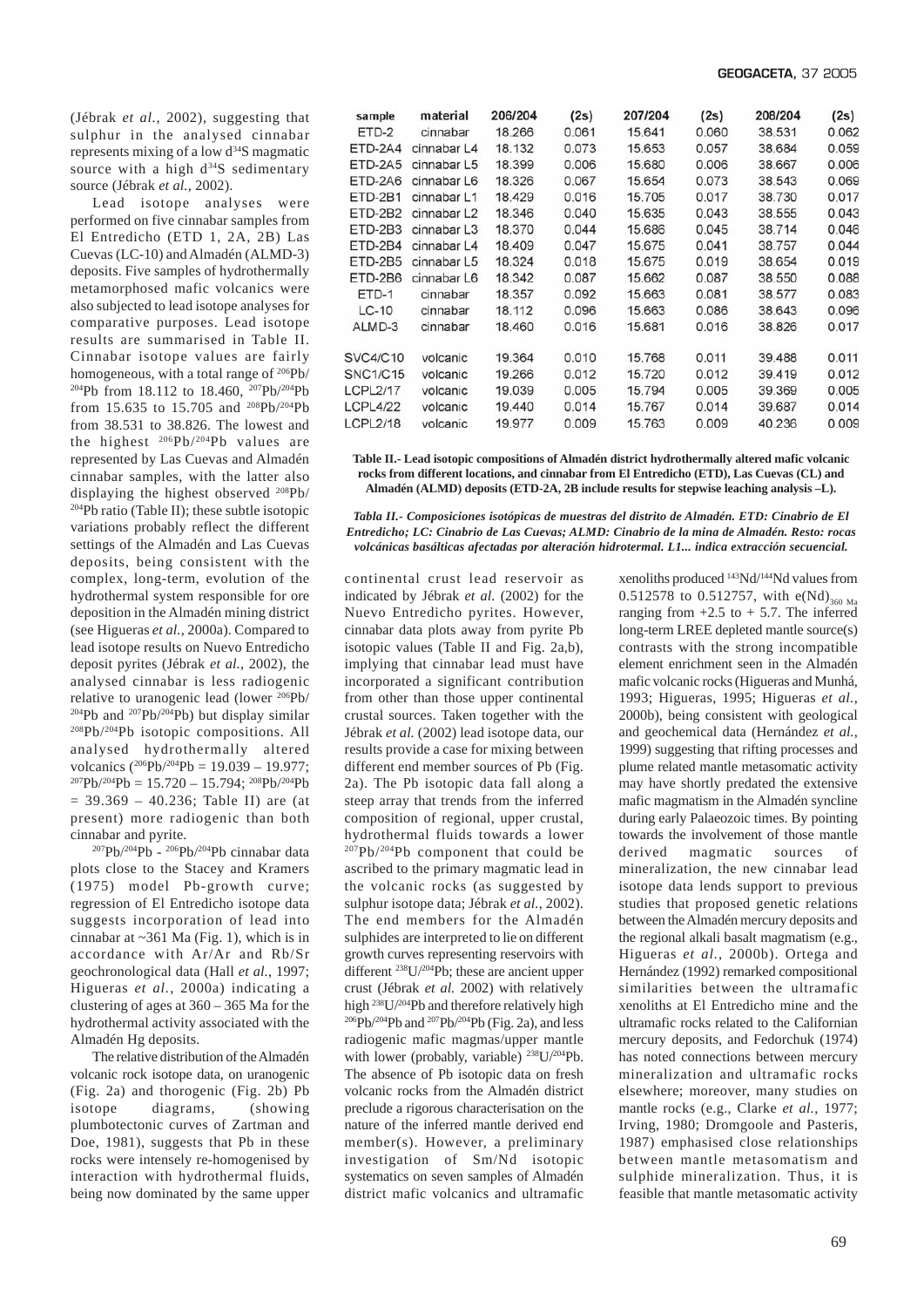(Jébrak *et al.*, 2002), suggesting that sulphur in the analysed cinnabar represents mixing of a low $d^{34}S$ magmatic source with a high $d^{34}S$ sedimentary source (Jébrak *et al.*, 2002).

Lead isotope analyses were performed on five cinnabar samples from El Entredicho (ETD 1, 2A, 2B) Las Cuevas (LC-10) and Almadén (ALMD-3) deposits. Five samples of hydrothermally metamorphosed mafic volcanics were also subjected to lead isotope analyses for comparative purposes. Lead isotope results are summarised in Table II. Cinnabar isotope values are fairly homogeneous, with a total range of $^{206}Pb/^{204}Pb$ from 18.112 to 18.460, $^{207}Pb/^{204}Pb$ from 15.635 to 15.705 and $^{208}Pb/^{204}Pb$ from 38.531 to 38.826. The lowest and the highest $^{206}Pb/^{204}Pb$ values are represented by Las Cuevas and Almadén cinnabar samples, with the latter also displaying the highest observed $^{208}Pb/^{204}Pb$ ratio (Table II); these subtle isotopic variations probably reflect the different settings of the Almadén and Las Cuevas deposits, being consistent with the complex, long-term, evolution of the hydrothermal system responsible for ore deposition in the Almadén mining district (see Higueras *et al.*, 2000a). Compared to lead isotope results on Nuevo Entredicho deposit pyrites (Jébrak *et al.*, 2002), the analysed cinnabar is less radiogenic relative to uranogenic lead (lower $^{206}Pb/^{204}Pb$ and $^{207}Pb/^{204}Pb$) but display similar $^{208}Pb/^{204}Pb$ isotopic compositions. All analysed hydrothermally altered volcanics ($^{206}Pb/^{204}Pb$ = 19.039 – 19.977; $^{207}Pb/^{204}Pb$ = 15.720 – 15.794; $^{208}Pb/^{204}Pb$ = 39.369 – 40.236; Table II) are (at present) more radiogenic than both cinnabar and pyrite.

$^{207}Pb/^{204}Pb$ - $^{206}Pb/^{204}Pb$ cinnabar data plots close to the Stacey and Kramers (1975) model Pb-growth curve; regression of El Entredicho isotope data suggests incorporation of lead into cinnabar at ~361 Ma (Fig. 1), which is in accordance with Ar/Ar and Rb/Sr geochronological data (Hall *et al.*, 1997; Higueras *et al.*, 2000a) indicating a clustering of ages at 360 – 365 Ma for the hydrothermal activity associated with the Almadén Hg deposits.

The relative distribution of the Almadén volcanic rock isotope data, on uranogenic (Fig. 2a) and thorogenic (Fig. 2b) Pb isotope diagrams, (showing plumbotectonic curves of Zartman and Doe, 1981), suggests that Pb in these rocks were intensely re-homogenised by interaction with hydrothermal fluids, being now dominated by the same upper continental crust lead reservoir as indicated by Jébrak *et al.* (2002) for the Nuevo Entredicho pyrites. However, cinnabar data plots away from pyrite Pb isotopic values (Table II and Fig. 2a,b), implying that cinnabar lead must have incorporated a significant contribution from other than those upper continental crustal sources. Taken together with the Jébrak *et al.* (2002) lead isotope data, our results provide a case for mixing between different end member sources of Pb (Fig. 2a). The Pb isotopic data fall along a steep array that trends from the inferred composition of regional, upper crustal, hydrothermal fluids towards a lower $^{207}Pb/^{204}Pb$ component that could be ascribed to the primary magmatic lead in the volcanic rocks (as suggested by sulphur isotope data; Jébrak *et al.*, 2002). The end members for the Almadén sulphides are interpreted to lie on different growth curves representing reservoirs with different $^{238}U/^{204}Pb$; these are ancient upper crust (Jébrak *et al.* 2002) with relatively high $^{238}U/^{204}Pb$ and therefore relatively high $^{206}Pb/^{204}Pb$ and $^{207}Pb/^{204}Pb$ (Fig. 2a), and less radiogenic mafic magmas/upper mantle with lower (probably, variable) $^{238}U/^{204}Pb$. The absence of Pb isotopic data on fresh volcanic rocks from the Almadén district preclude a rigorous characterisation on the nature of the inferred mantle derived end member(s). However, a preliminary investigation of Sm/Nd isotopic systematics on seven samples of Almadén district mafic volcanics and ultramafic xenoliths produced $^{143}Nd/^{144}Nd$ values from 0.512578 to 0.512757, with $e(Nd)_{360\ Ma}$ ranging from +2.5 to + 5.7. The inferred long-term LREE depleted mantle source(s) contrasts with the strong incompatible element enrichment seen in the Almadén mafic volcanic rocks (Higueras and Munhá, 1993; Higueras, 1995; Higueras *et al.*, 2000b), being consistent with geological and geochemical data (Hernández *et al.*, 1999) suggesting that rifting processes and plume related mantle metasomatic activity may have shortly predated the extensive mafic magmatism in the Almadén syncline during early Palaeozoic times. By pointing towards the involvement of those mantle derived magmatic sources of mineralization, the new cinnabar lead isotope data lends support to previous studies that proposed genetic relations between the Almadén mercury deposits and the regional alkali basalt magmatism (e.g., Higueras *et al.*, 2000b). Ortega and Hernández (1992) remarked compositional similarities between the ultramafic xenoliths at El Entredicho mine and the ultramafic rocks related to the Californian mercury deposits, and Fedorchuk (1974) has noted connections between mercury mineralization and ultramafic rocks elsewhere; moreover, many studies on mantle rocks (e.g., Clarke *et al.*, 1977; Irving, 1980; Dromgoole and Pasteris, 1987) emphasised close relationships between mantle metasomatism and sulphide mineralization. Thus, it is feasible that mantle metasomatic activity

| sample | material | 206/204 | (2s) | 207/204 | (2s) | 208/204 | (2s) |
|---|---|---|---|---|---|---|---|
| ETD-2 | cinnabar | 18.266 | 0.061 | 15.641 | 0.060 | 38.531 | 0.062 |
| ETD-2A4 | cinnabar L4 | 18.132 | 0.073 | 15.653 | 0.057 | 38.684 | 0.059 |
| ETD-2A5 | cinnabar L5 | 18.399 | 0.006 | 15.680 | 0.006 | 38.667 | 0.006 |
| ETD-2A6 | cinnabar L6 | 18.326 | 0.067 | 15.654 | 0.073 | 38.543 | 0.069 |
| ETD-2B1 | cinnabar L1 | 18.429 | 0.016 | 15.705 | 0.017 | 38.730 | 0.017 |
| ETD-2B2 | cinnabar L2 | 18.346 | 0.040 | 15.635 | 0.043 | 38.555 | 0.043 |
| ETD-2B3 | cinnabar L3 | 18.370 | 0.044 | 15.686 | 0.045 | 38.714 | 0.046 |
| ETD-2B4 | cinnabar L4 | 18.409 | 0.047 | 15.675 | 0.041 | 38.757 | 0.044 |
| ETD-2B5 | cinnabar L5 | 18.324 | 0.018 | 15.675 | 0.019 | 38.654 | 0.019 |
| ETD-2B6 | cinnabar L6 | 18.342 | 0.087 | 15.662 | 0.087 | 38.550 | 0.088 |
| ETD-1 | cinnabar | 18.357 | 0.092 | 15.663 | 0.081 | 38.577 | 0.083 |
| LC-10 | cinnabar | 18.112 | 0.096 | 15.663 | 0.086 | 38.643 | 0.096 |
| ALMD-3 | cinnabar | 18.460 | 0.016 | 15.681 | 0.016 | 38.826 | 0.017 |
| SVC4/C10 | volcanic | 19.364 | 0.010 | 15.768 | 0.011 | 39.488 | 0.011 |
| SNC1/C15 | volcanic | 19.266 | 0.012 | 15.720 | 0.012 | 39.419 | 0.012 |
| LCPL2/17 | volcanic | 19.039 | 0.005 | 15.794 | 0.005 | 39.369 | 0.005 |
| LCPL4/22 | volcanic | 19.440 | 0.014 | 15.767 | 0.014 | 39.687 | 0.014 |
| LCPL2/18 | volcanic | 19.977 | 0.009 | 15.763 | 0.009 | 40.236 | 0.009 |

**Table II.- Lead isotopic compositions of Almadén district hydrothermally altered mafic volcanic rocks from different locations, and cinnabar from El Entredicho (ETD), Las Cuevas (CL) and Almadén (ALMD) deposits (ETD-2A, 2B include results for stepwise leaching analysis –L).**

***Tabla II.- Composiciones isotópicas de muestras del distrito de Almadén. ETD: Cinabrio de El Entredicho; LC: Cinabrio de Las Cuevas; ALMD: Cinabrio de la mina de Almadén. Resto: rocas volcánicas basálticas afectadas por alteración hidrotermal. L1... indica extracción secuencial.***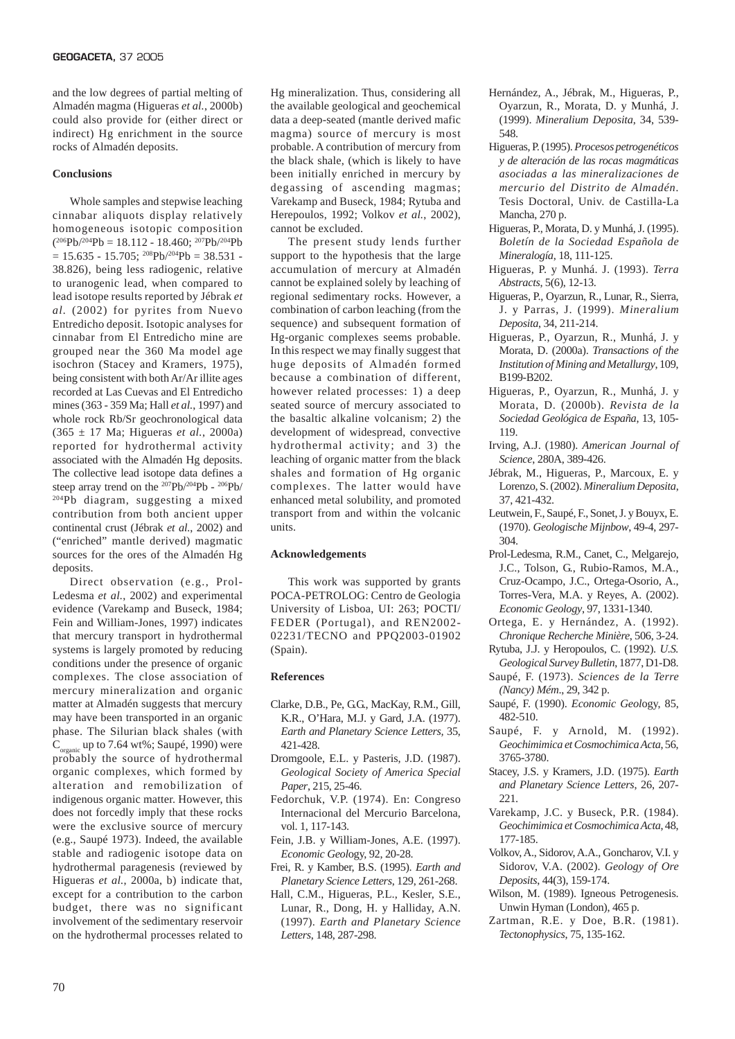and the low degrees of partial melting of Almadén magma (Higueras *et al.*, 2000b) could also provide for (either direct or indirect) Hg enrichment in the source rocks of Almadén deposits.

### Conclusions

Whole samples and stepwise leaching cinnabar aliquots display relatively homogeneous isotopic composition ($^{206}Pb/^{204}Pb$ = 18.112 - 18.460; $^{207}Pb/^{204}Pb$ = 15.635 - 15.705; $^{208}Pb/^{204}Pb$ = 38.531 - 38.826), being less radiogenic, relative to uranogenic lead, when compared to lead isotope results reported by Jébrak *et al*. (2002) for pyrites from Nuevo Entredicho deposit. Isotopic analyses for cinnabar from El Entredicho mine are grouped near the 360 Ma model age isochron (Stacey and Kramers, 1975), being consistent with both Ar/Ar illite ages recorded at Las Cuevas and El Entredicho mines (363 - 359 Ma; Hall *et al.*, 1997) and whole rock Rb/Sr geochronological data (365 ± 17 Ma; Higueras *et al.*, 2000a) reported for hydrothermal activity associated with the Almadén Hg deposits. The collective lead isotope data defines a steep array trend on the $^{207}Pb/^{204}Pb$ - $^{206}Pb/^{204}Pb$ diagram, suggesting a mixed contribution from both ancient upper continental crust (Jébrak *et al.*, 2002) and ("enriched" mantle derived) magmatic sources for the ores of the Almadén Hg deposits.

Direct observation (e.g., Prol-Ledesma *et al.*, 2002) and experimental evidence (Varekamp and Buseck, 1984; Fein and William-Jones, 1997) indicates that mercury transport in hydrothermal systems is largely promoted by reducing conditions under the presence of organic complexes. The close association of mercury mineralization and organic matter at Almadén suggests that mercury may have been transported in an organic phase. The Silurian black shales (with $C_{organic}$ up to 7.64 wt%; Saupé, 1990) were probably the source of hydrothermal organic complexes, which formed by alteration and remobilization of indigenous organic matter. However, this does not forcedly imply that these rocks were the exclusive source of mercury (e.g., Saupé 1973). Indeed, the available stable and radiogenic isotope data on hydrothermal paragenesis (reviewed by Higueras *et al.*, 2000a, b) indicate that, except for a contribution to the carbon budget, there was no significant involvement of the sedimentary reservoir on the hydrothermal processes related to Hg mineralization. Thus, considering all the available geological and geochemical data a deep-seated (mantle derived mafic magma) source of mercury is most probable. A contribution of mercury from the black shale, (which is likely to have been initially enriched in mercury by degassing of ascending magmas; Varekamp and Buseck, 1984; Rytuba and Herepoulos, 1992; Volkov *et al.*, 2002), cannot be excluded.

The present study lends further support to the hypothesis that the large accumulation of mercury at Almadén cannot be explained solely by leaching of regional sedimentary rocks. However, a combination of carbon leaching (from the sequence) and subsequent formation of Hg-organic complexes seems probable. In this respect we may finally suggest that huge deposits of Almadén formed because a combination of different, however related processes: 1) a deep seated source of mercury associated to the basaltic alkaline volcanism; 2) the development of widespread, convective hydrothermal activity; and 3) the leaching of organic matter from the black shales and formation of Hg organic complexes. The latter would have enhanced metal solubility, and promoted transport from and within the volcanic units.

### Acknowledgements

This work was supported by grants POCA-PETROLOG: Centro de Geologia University of Lisboa, UI: 263; POCTI/FEDER (Portugal), and REN2002-02231/TECNO and PPQ2003-01902 (Spain).

### References

Clarke, D.B., Pe, G.G., MacKay, R.M., Gill, K.R., O'Hara, M.J. y Gard, J.A. (1977). *Earth and Planetary Science Letters*, 35, 421-428.

Dromgoole, E.L. y Pasteris, J.D. (1987). *Geological Society of America Special Paper*, 215, 25-46.

Fedorchuk, V.P. (1974). En: Congreso Internacional del Mercurio Barcelona, vol. 1, 117-143.

Fein, J.B. y William-Jones, A.E. (1997). *Economic Geol*ogy, 92, 20-28.

Frei, R. y Kamber, B.S. (1995). *Earth and Planetary Science Letters*, 129, 261-268.

Hall, C.M., Higueras, P.L., Kesler, S.E., Lunar, R., Dong, H. y Halliday, A.N. (1997). *Earth and Planetary Science Letters*, 148, 287-298.

Hernández, A., Jébrak, M., Higueras, P., Oyarzun, R., Morata, D. y Munhá, J. (1999). *Mineralium Deposita*, 34, 539-548.

Higueras, P. (1995). *Procesos petrogenéticos y de alteración de las rocas magmáticas asociadas a las mineralizaciones de mercurio del Distrito de Almadén*. Tesis Doctoral, Univ. de Castilla-La Mancha, 270 p.

Higueras, P., Morata, D. y Munhá, J. (1995). *Boletín de la Sociedad Española de Mineralogía*, 18, 111-125.

Higueras, P. y Munhá. J. (1993). *Terra Abstracts*, 5(6), 12-13.

Higueras, P., Oyarzun, R., Lunar, R., Sierra, J. y Parras, J. (1999). *Mineralium Deposita*, 34, 211-214.

Higueras, P., Oyarzun, R., Munhá, J. y Morata, D. (2000a). *Transactions of the Institution of Mining and Metallurgy*, 109, B199-B202.

Higueras, P., Oyarzun, R., Munhá, J. y Morata, D. (2000b). *Revista de la Sociedad Geológica de España*, 13, 105-119.

Irving, A.J. (1980). *American Journal of Science*, 280A, 389-426.

Jébrak, M., Higueras, P., Marcoux, E. y Lorenzo, S. (2002). *Mineralium Deposita*, 37, 421-432.

Leutwein, F., Saupé, F., Sonet, J. y Bouyx, E. (1970). *Geologische Mijnbow*, 49-4, 297-304.

Prol-Ledesma, R.M., Canet, C., Melgarejo, J.C., Tolson, G., Rubio-Ramos, M.A., Cruz-Ocampo, J.C., Ortega-Osorio, A., Torres-Vera, M.A. y Reyes, A. (2002). *Economic Geology*, 97, 1331-1340.

Ortega, E. y Hernández, A. (1992). *Chronique Recherche Minière*, 506, 3-24.

Rytuba, J.J. y Heropoulos, C. (1992). *U.S. Geological Survey Bulletin*, 1877, D1-D8.

Saupé, F. (1973). *Sciences de la Terre (Nancy) Mém*., 29, 342 p.

Saupé, F. (1990). *Economic Geol*ogy, 85, 482-510.

Saupé, F. y Arnold, M. (1992). *Geochimimica et Cosmochimica Acta*, 56, 3765-3780.

Stacey, J.S. y Kramers, J.D. (1975). *Earth and Planetary Science Letters*, 26, 207-221.

Varekamp, J.C. y Buseck, P.R. (1984). *Geochimimica et Cosmochimica Acta*, 48, 177-185.

Volkov, A., Sidorov, A.A., Goncharov, V.I. y Sidorov, V.A. (2002). *Geology of Ore Deposits*, 44(3), 159-174.

Wilson, M. (1989). Igneous Petrogenesis. Unwin Hyman (London), 465 p.

Zartman, R.E. y Doe, B.R. (1981). *Tectonophysics*, 75, 135-162.